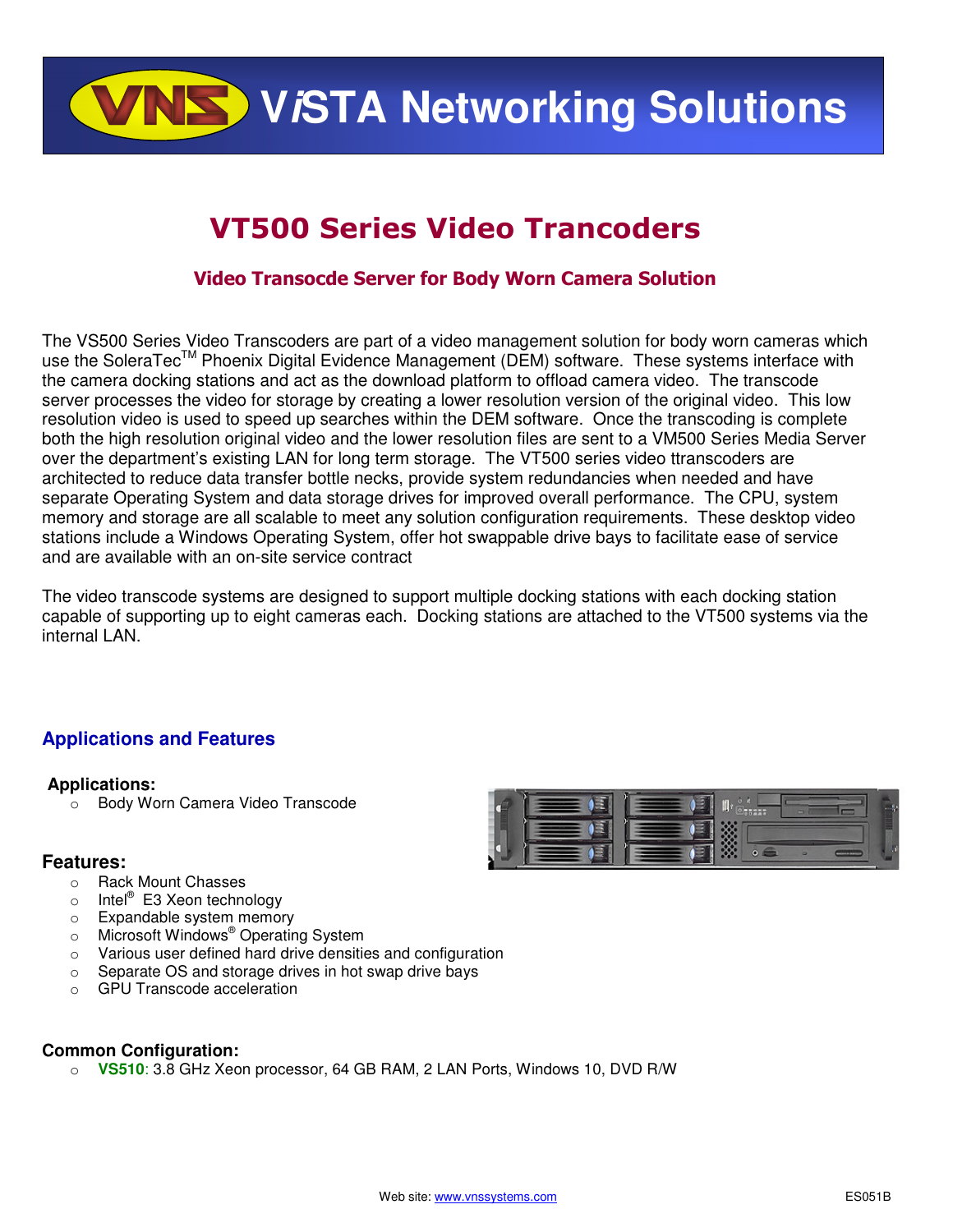# ViSTA Networking Solutions

## VT500 Series Video Trancoders

### Video Transocde Server for Body Worn Camera Solution

The VS500 Series Video Transcoders are part of a video management solution for body worn cameras which use the SoleraTec™ Phoenix Digital Evidence Management (DEM) software. These systems interface with the camera docking stations and act as the download platform to offload camera video. The transcode server processes the video for storage by creating a lower resolution version of the original video. This low resolution video is used to speed up searches within the DEM software. Once the transcoding is complete both the high resolution original video and the lower resolution files are sent to a VM500 Series Media Server over the department's existing LAN for long term storage. The VT500 series video ttranscoders are architected to reduce data transfer bottle necks, provide system redundancies when needed and have separate Operating System and data storage drives for improved overall performance. The CPU, system memory and storage are all scalable to meet any solution configuration requirements. These desktop video stations include a Windows Operating System, offer hot swappable drive bays to facilitate ease of service and are available with an on-site service contract

The video transcode systems are designed to support multiple docking stations with each docking station capable of supporting up to eight cameras each. Docking stations are attached to the VT500 systems via the internal LAN.

## Applications and Features

**Applications:**

- Body Worn Camera Video Transcode

**Features:**

- Rack Mount Chasses
- Intel® E3 Xeon technology
- Expandable system memory
- Microsoft Windows® Operating System
- Various user defined hard drive densities and configuration
- Separate OS and storage drives in hot swap drive bays
- GPU Transcode acceleration

**Common Configuration:**

- **VS510**: 3.8 GHz Xeon processor, 64 GB RAM, 2 LAN Ports, Windows 10, DVD R/W

Web site: www.vnssystems.com

ES051B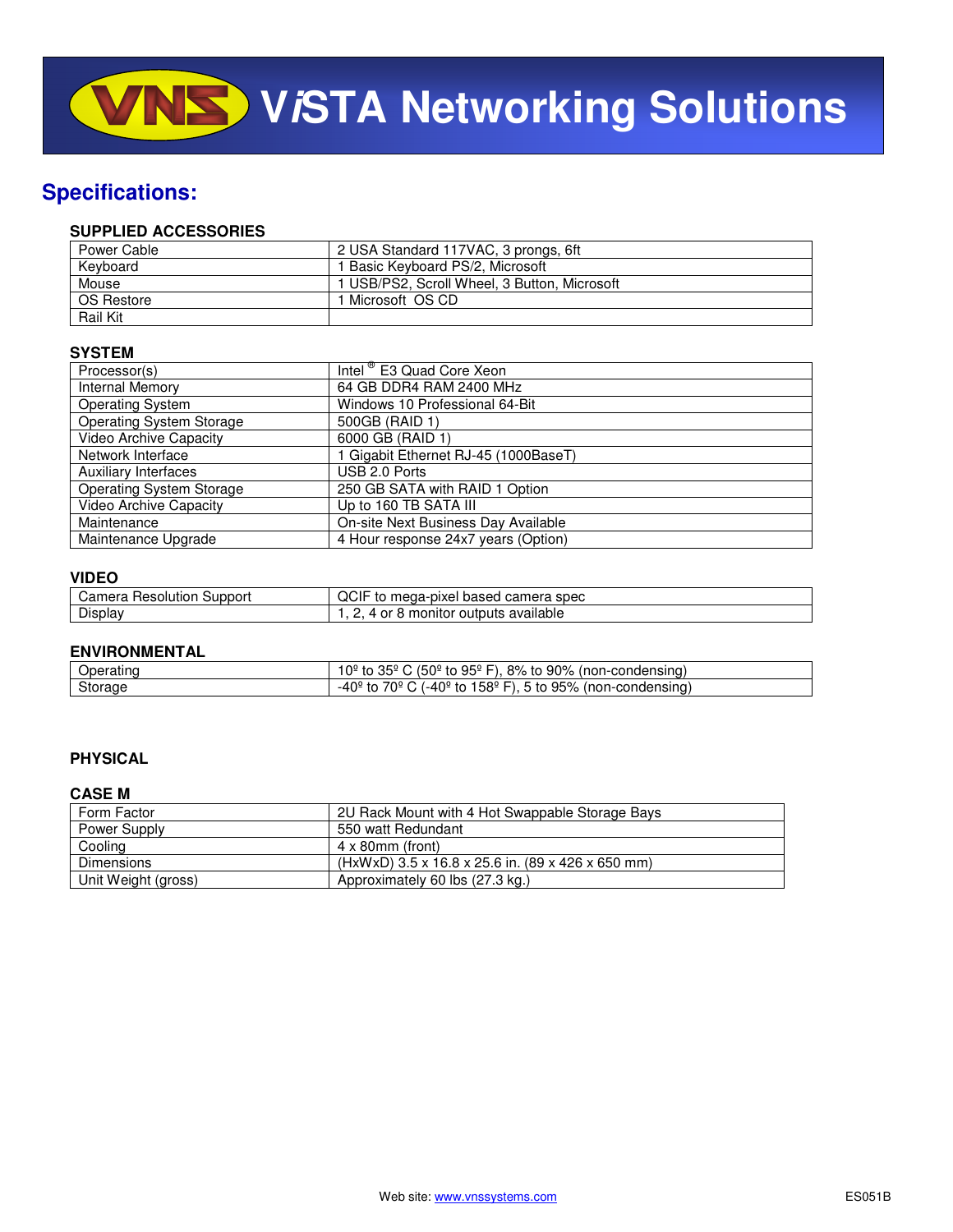# ViSTA Networking Solutions

## Specifications:

### SUPPLIED ACCESSORIES

| | |
|---|---|
| Power Cable | 2 USA Standard 117VAC, 3 prongs, 6ft |
| Keyboard | 1 Basic Keyboard PS/2, Microsoft |
| Mouse | 1 USB/PS2, Scroll Wheel, 3 Button, Microsoft |
| OS Restore | 1 Microsoft OS CD |
| Rail Kit | |

### SYSTEM

| | |
|---|---|
| Processor(s) | Intel ® E3 Quad Core Xeon |
| Internal Memory | 64 GB DDR4 RAM 2400 MHz |
| Operating System | Windows 10 Professional 64-Bit |
| Operating System Storage | 500GB (RAID 1) |
| Video Archive Capacity | 6000 GB (RAID 1) |
| Network Interface | 1 Gigabit Ethernet RJ-45 (1000BaseT) |
| Auxiliary Interfaces | USB 2.0 Ports |
| Operating System Storage | 250 GB SATA with RAID 1 Option |
| Video Archive Capacity | Up to 160 TB SATA III |
| Maintenance | On-site Next Business Day Available |
| Maintenance Upgrade | 4 Hour response 24x7 years (Option) |

### VIDEO

| | |
|---|---|
| Camera Resolution Support | QCIF to mega-pixel based camera spec |
| Display | 1, 2, 4 or 8 monitor outputs available |

### ENVIRONMENTAL

| | |
|---|---|
| Operating | 10º to 35º C (50º to 95º F), 8% to 90% (non-condensing) |
| Storage | -40º to 70º C (-40º to 158º F), 5 to 95% (non-condensing) |

### PHYSICAL

### CASE M

| | |
|---|---|
| Form Factor | 2U Rack Mount with 4 Hot Swappable Storage Bays |
| Power Supply | 550 watt Redundant |
| Cooling | 4 x 80mm (front) |
| Dimensions | (HxWxD) 3.5 x 16.8 x 25.6 in. (89 x 426 x 650 mm) |
| Unit Weight (gross) | Approximately 60 lbs (27.3 kg.) |

Web site: www.vnssystems.com

ES051B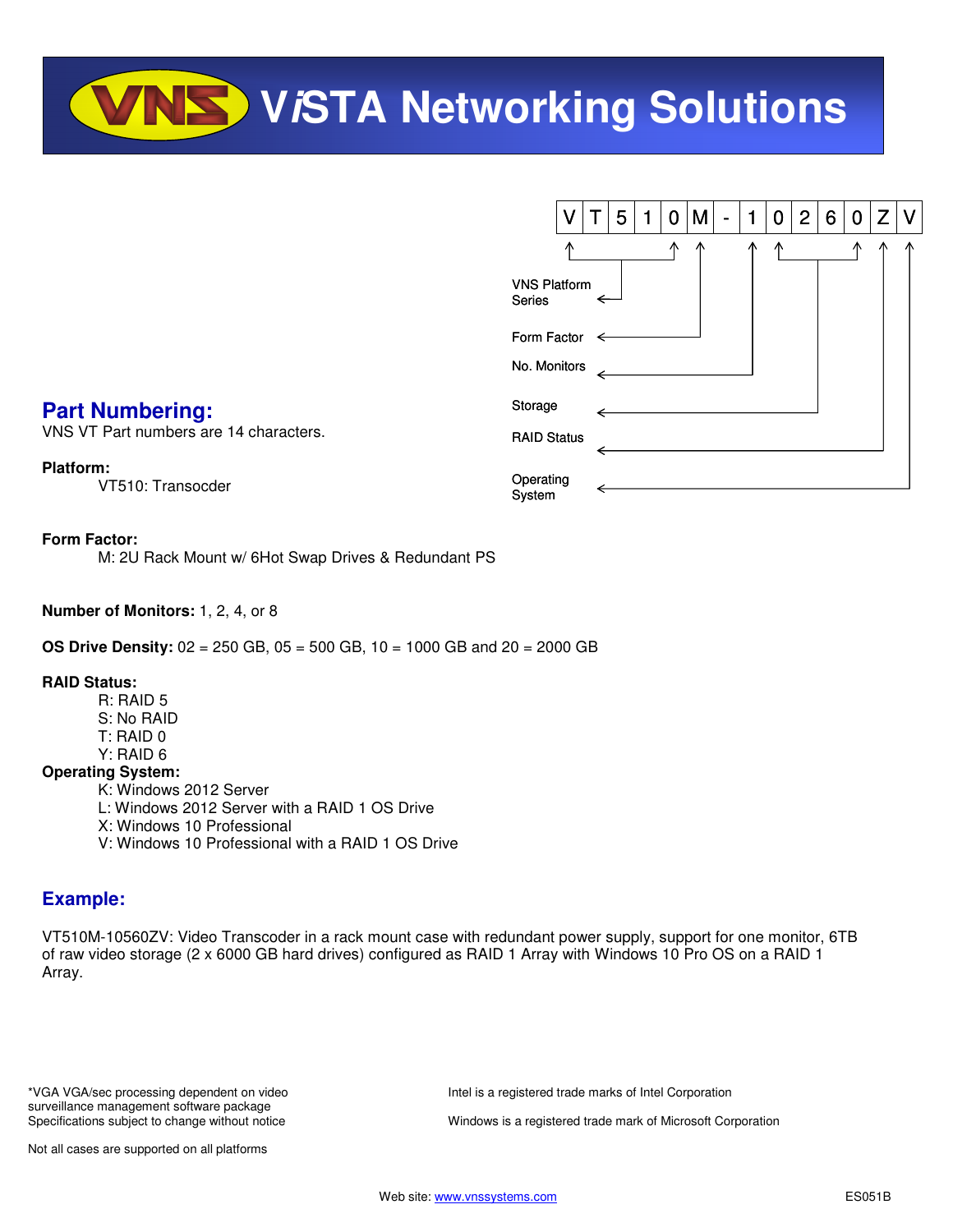# ViSTA Networking Solutions

| V | T | 5 | 1 | 0 | M | - | 1 | 0 | 2 | 6 | 0 | Z | V |
|---|---|---|---|---|---|---|---|---|---|---|---|---|---|

VNS Platform Series

Form Factor

No. Monitors

Storage

RAID Status

Operating System

## Part Numbering:

VNS VT Part numbers are 14 characters.

**Platform:**

VT510: Transocder

**Form Factor:**

M: 2U Rack Mount w/ 6Hot Swap Drives & Redundant PS

**Number of Monitors:** 1, 2, 4, or 8

**OS Drive Density:** 02 = 250 GB, 05 = 500 GB, 10 = 1000 GB and 20 = 2000 GB

**RAID Status:**

R: RAID 5
S: No RAID
T: RAID 0
Y: RAID 6

**Operating System:**

K: Windows 2012 Server
L: Windows 2012 Server with a RAID 1 OS Drive
X: Windows 10 Professional
V: Windows 10 Professional with a RAID 1 OS Drive

## Example:

VT510M-10560ZV: Video Transcoder in a rack mount case with redundant power supply, support for one monitor, 6TB of raw video storage (2 x 6000 GB hard drives) configured as RAID 1 Array with Windows 10 Pro OS on a RAID 1 Array.

*VGA VGA/sec processing dependent on video surveillance management software package
Specifications subject to change without notice

Not all cases are supported on all platforms

Intel is a registered trade marks of Intel Corporation

Windows is a registered trade mark of Microsoft Corporation

Web site: www.vnssystems.com

ES051B